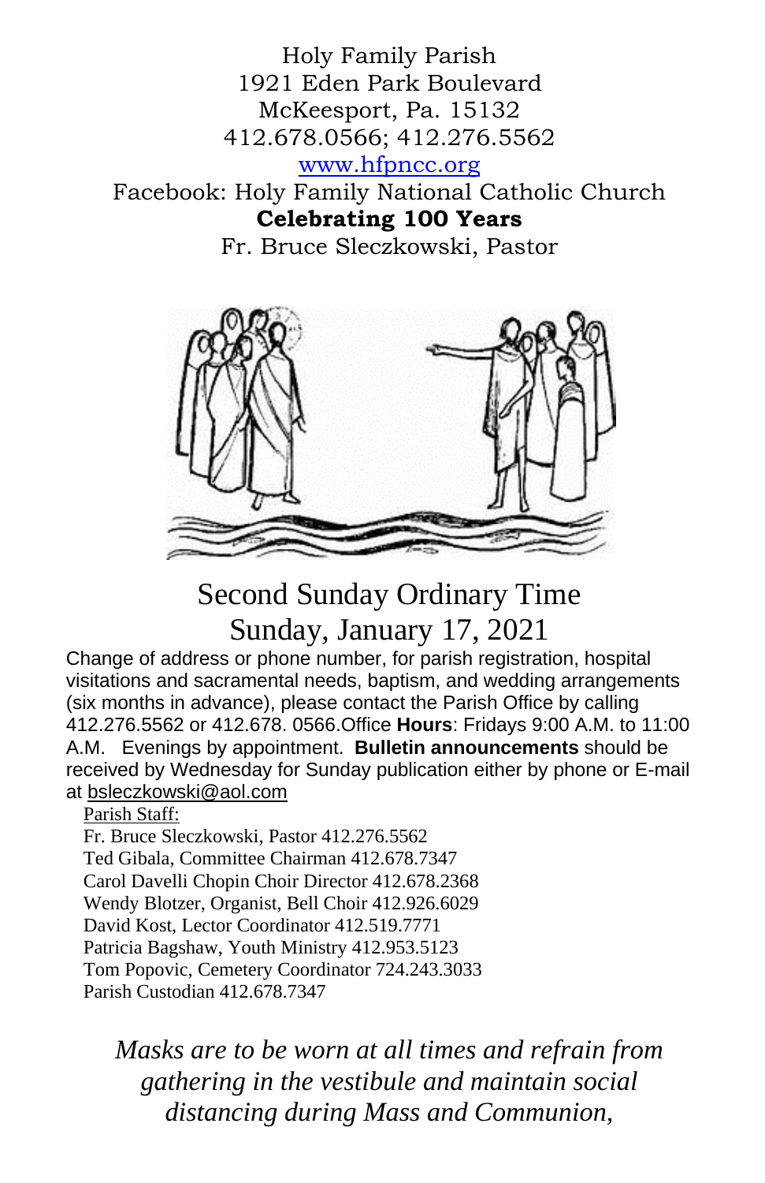Holy Family Parish
1921 Eden Park Boulevard
McKeesport, Pa. 15132
412.678.0566; 412.276.5562
www.hfpncc.org
Facebook: Holy Family National Catholic Church
**Celebrating 100 Years**
Fr. Bruce Sleczkowski, Pastor

# Second Sunday Ordinary Time
## Sunday, January 17, 2021

Change of address or phone number, for parish registration, hospital visitations and sacramental needs, baptism, and wedding arrangements (six months in advance), please contact the Parish Office by calling 412.276.5562 or 412.678. 0566.Office **Hours**: Fridays 9:00 A.M. to 11:00 A.M. Evenings by appointment. **Bulletin announcements** should be received by Wednesday for Sunday publication either by phone or E-mail at bsleczkowski@aol.com

Parish Staff:
Fr. Bruce Sleczkowski, Pastor 412.276.5562
Ted Gibala, Committee Chairman 412.678.7347
Carol Davelli Chopin Choir Director 412.678.2368
Wendy Blotzer, Organist, Bell Choir 412.926.6029
David Kost, Lector Coordinator 412.519.7771
Patricia Bagshaw, Youth Ministry 412.953.5123
Tom Popovic, Cemetery Coordinator 724.243.3033
Parish Custodian 412.678.7347

*Masks are to be worn at all times and refrain from gathering in the vestibule and maintain social distancing during Mass and Communion,*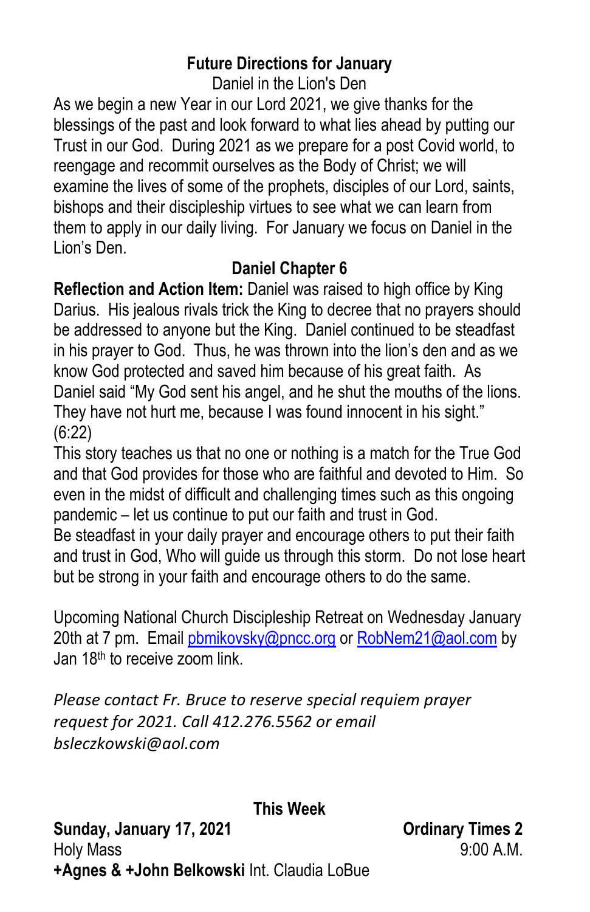## Future Directions for January

Daniel in the Lion's Den

As we begin a new Year in our Lord 2021, we give thanks for the blessings of the past and look forward to what lies ahead by putting our Trust in our God. During 2021 as we prepare for a post Covid world, to reengage and recommit ourselves as the Body of Christ; we will examine the lives of some of the prophets, disciples of our Lord, saints, bishops and their discipleship virtues to see what we can learn from them to apply in our daily living. For January we focus on Daniel in the Lion's Den.

### Daniel Chapter 6

**Reflection and Action Item:** Daniel was raised to high office by King Darius. His jealous rivals trick the King to decree that no prayers should be addressed to anyone but the King. Daniel continued to be steadfast in his prayer to God. Thus, he was thrown into the lion's den and as we know God protected and saved him because of his great faith. As Daniel said "My God sent his angel, and he shut the mouths of the lions. They have not hurt me, because I was found innocent in his sight." (6:22)

This story teaches us that no one or nothing is a match for the True God and that God provides for those who are faithful and devoted to Him. So even in the midst of difficult and challenging times such as this ongoing pandemic – let us continue to put our faith and trust in God.

Be steadfast in your daily prayer and encourage others to put their faith and trust in God, Who will guide us through this storm. Do not lose heart but be strong in your faith and encourage others to do the same.

Upcoming National Church Discipleship Retreat on Wednesday January 20th at 7 pm. Email pbmikovsky@pncc.org or RobNem21@aol.com by Jan 18th to receive zoom link.

*Please contact Fr. Bruce to reserve special requiem prayer request for 2021. Call 412.276.5562 or email bsleczkowski@aol.com*

### This Week

**Sunday, January 17, 2021** — **Ordinary Times 2**

Holy Mass — 9:00 A.M.

**+Agnes & +John Belkowski** Int. Claudia LoBue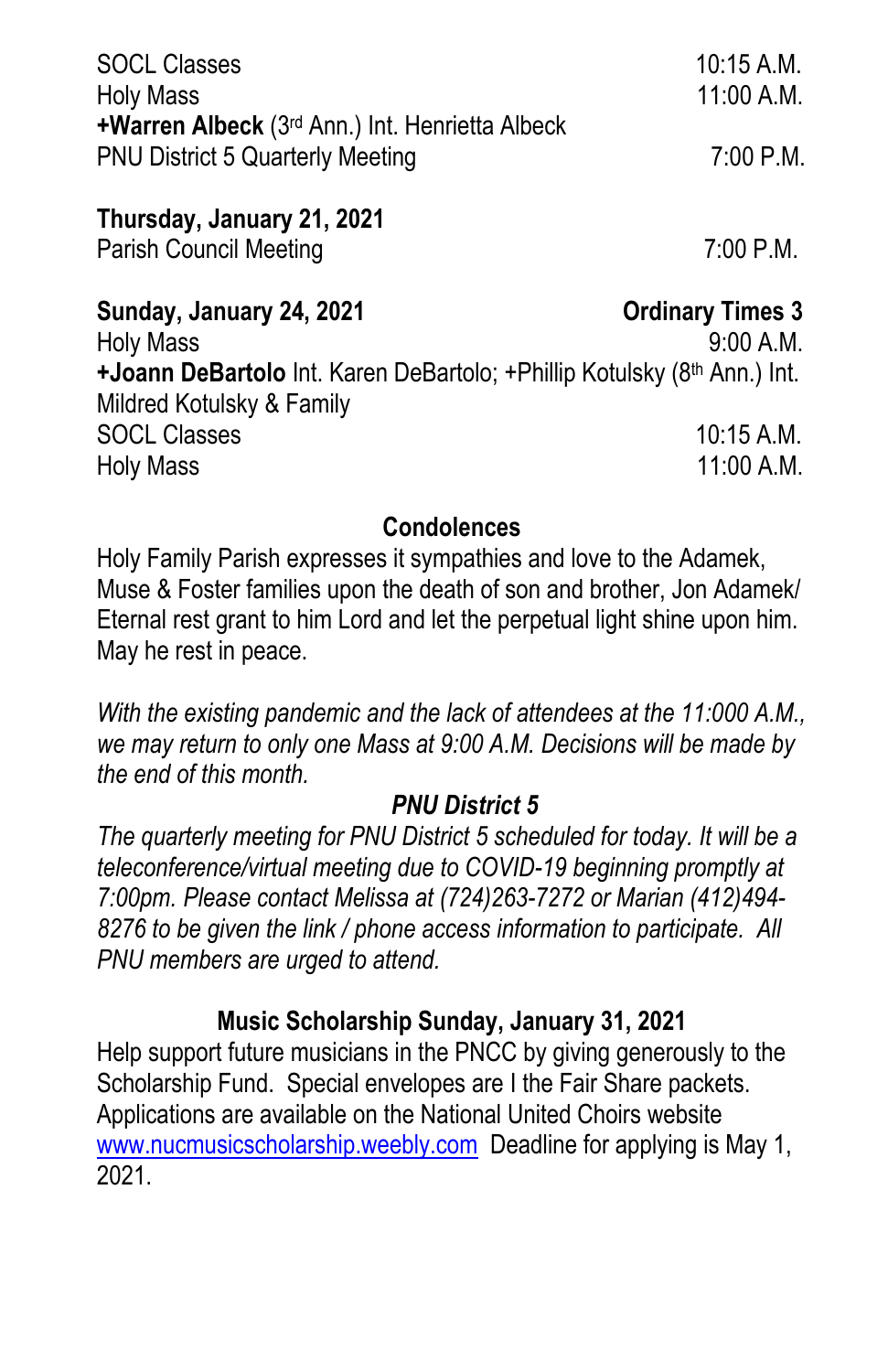| | |
|---|---|
| SOCL Classes | 10:15 A.M. |
| Holy Mass | 11:00 A.M. |
| **+Warren Albeck** (3rd Ann.) Int. Henrietta Albeck | |
| PNU District 5 Quarterly Meeting | 7:00 P.M. |

**Thursday, January 21, 2021**

| | |
|---|---|
| Parish Council Meeting | 7:00 P.M. |

**Sunday, January 24, 2021** — **Ordinary Times 3**

| | |
|---|---|
| Holy Mass | 9:00 A.M. |

**+Joann DeBartolo** Int. Karen DeBartolo; +Phillip Kotulsky (8th Ann.) Int. Mildred Kotulsky & Family

| | |
|---|---|
| SOCL Classes | 10:15 A.M. |
| Holy Mass | 11:00 A.M. |

## Condolences

Holy Family Parish expresses it sympathies and love to the Adamek, Muse & Foster families upon the death of son and brother, Jon Adamek/ Eternal rest grant to him Lord and let the perpetual light shine upon him. May he rest in peace.

*With the existing pandemic and the lack of attendees at the 11:000 A.M., we may return to only one Mass at 9:00 A.M. Decisions will be made by the end of this month.*

## *PNU District 5*

*The quarterly meeting for PNU District 5 scheduled for today. It will be a teleconference/virtual meeting due to COVID-19 beginning promptly at 7:00pm. Please contact Melissa at (724)263-7272 or Marian (412)494-8276 to be given the link / phone access information to participate. All PNU members are urged to attend.*

## Music Scholarship Sunday, January 31, 2021

Help support future musicians in the PNCC by giving generously to the Scholarship Fund. Special envelopes are I the Fair Share packets. Applications are available on the National United Choirs website www.nucmusicscholarship.weebly.com Deadline for applying is May 1, 2021.